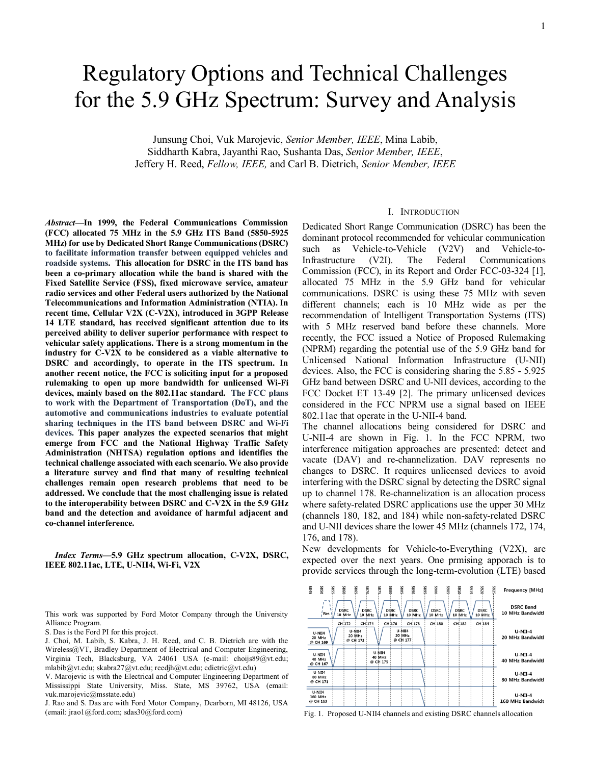# Regulatory Options and Technical Challenges for the 5.9 GHz Spectrum: Survey and Analysis

Junsung Choi, Vuk Marojevic, *Senior Member, IEEE*, Mina Labib, Siddharth Kabra, Jayanthi Rao, Sushanta Das, *Senior Member, IEEE*, Jeffery H. Reed, *Fellow, IEEE,* and Carl B. Dietrich, *Senior Member, IEEE*

***Abstract*—In 1999, the Federal Communications Commission (FCC) allocated 75 MHz in the 5.9 GHz ITS Band (5850-5925 MHz) for use by Dedicated Short Range Communications (DSRC) to facilitate information transfer between equipped vehicles and roadside systems. This allocation for DSRC in the ITS band has been a co-primary allocation while the band is shared with the Fixed Satellite Service (FSS), fixed microwave service, amateur radio services and other Federal users authorized by the National Telecommunications and Information Administration (NTIA). In recent time, Cellular V2X (C-V2X), introduced in 3GPP Release 14 LTE standard, has received significant attention due to its perceived ability to deliver superior performance with respect to vehicular safety applications. There is a strong momentum in the industry for C-V2X to be considered as a viable alternative to DSRC and accordingly, to operate in the ITS spectrum. In another recent notice, the FCC is soliciting input for a proposed rulemaking to open up more bandwidth for unlicensed Wi-Fi devices, mainly based on the 802.11ac standard. The FCC plans to work with the Department of Transportation (DoT), and the automotive and communications industries to evaluate potential sharing techniques in the ITS band between DSRC and Wi-Fi devices. This paper analyzes the expected scenarios that might emerge from FCC and the National Highway Traffic Safety Administration (NHTSA) regulation options and identifies the technical challenge associated with each scenario. We also provide a literature survey and find that many of resulting technical challenges remain open research problems that need to be addressed. We conclude that the most challenging issue is related to the interoperability between DSRC and C-V2X in the 5.9 GHz band and the detection and avoidance of harmful adjacent and co-channel interference.**

***Index Terms*—5.9 GHz spectrum allocation, C-V2X, DSRC, IEEE 802.11ac, LTE, U-NII4, Wi-Fi, V2X**

This work was supported by Ford Motor Company through the University Alliance Program.

S. Das is the Ford PI for this project.

J. Choi, M. Labib, S. Kabra, J. H. Reed, and C. B. Dietrich are with the Wireless@VT, Bradley Department of Electrical and Computer Engineering, Virginia Tech, Blacksburg, VA 24061 USA (e-mail: choijs89@vt.edu; mlabib@vt.edu; skabra27@vt.edu; reedjh@vt.edu; cdietric@vt.edu)

V. Marojevic is with the Electrical and Computer Engineering Department of Mississippi State University, Miss. State, MS 39762, USA (email: vuk.marojevic@msstate.edu)

J. Rao and S. Das are with Ford Motor Company, Dearborn, MI 48126, USA (email: jrao1@ford.com; sdas30@ford.com)

## I. Introduction

Dedicated Short Range Communication (DSRC) has been the dominant protocol recommended for vehicular communication such as Vehicle-to-Vehicle (V2V) and Vehicle-to-Infrastructure (V2I). The Federal Communications Commission (FCC), in its Report and Order FCC-03-324 [1], allocated 75 MHz in the 5.9 GHz band for vehicular communications. DSRC is using these 75 MHz with seven different channels; each is 10 MHz wide as per the recommendation of Intelligent Transportation Systems (ITS) with 5 MHz reserved band before these channels. More recently, the FCC issued a Notice of Proposed Rulemaking (NPRM) regarding the potential use of the 5.9 GHz band for Unlicensed National Information Infrastructure (U-NII) devices. Also, the FCC is considering sharing the 5.85 - 5.925 GHz band between DSRC and U-NII devices, according to the FCC Docket ET 13-49 [2]. The primary unlicensed devices considered in the FCC NPRM use a signal based on IEEE 802.11ac that operate in the U-NII-4 band.

The channel allocations being considered for DSRC and U-NII-4 are shown in Fig. 1. In the FCC NPRM, two interference mitigation approaches are presented: detect and vacate (DAV) and re-channelization. DAV represents no changes to DSRC. It requires unlicensed devices to avoid interfering with the DSRC signal by detecting the DSRC signal up to channel 178. Re-channelization is an allocation process where safety-related DSRC applications use the upper 30 MHz (channels 180, 182, and 184) while non-safety-related DSRC and U-NII devices share the lower 45 MHz (channels 172, 174, 176, and 178).

New developments for Vehicle-to-Everything (V2X), are expected over the next years. One prmising approach is to provide services through the long-term-evolution (LTE) based

Fig. 1. Proposed U-NII4 channels and existing DSRC channels allocation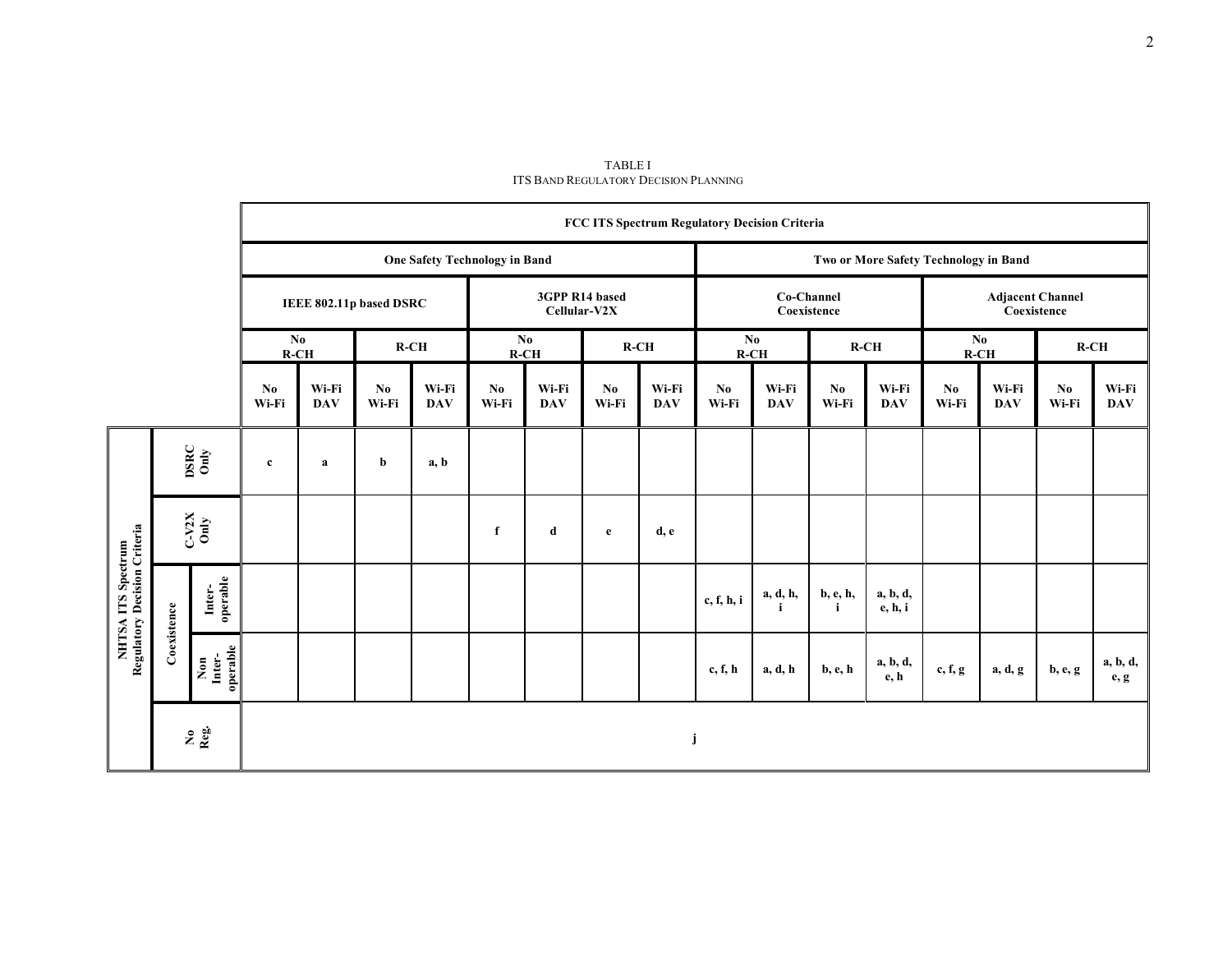TABLE I
ITS BAND REGULATORY DECISION PLANNING

| | | | FCC ITS Spectrum Regulatory Decision Criteria | | | | | | | | | | | | | | | | |
|---|---|---|---|---|---|---|---|---|---|---|---|---|---|---|---|---|---|---|---|
| | | | One Safety Technology in Band | | | | | | | | Two or More Safety Technology in Band | | | | | | | | |
| | | | IEEE 802.11p based DSRC | | | | 3GPP R14 based Cellular-V2X | | | | Co-Channel Coexistence | | | | Adjacent Channel Coexistence | | | | |
| | | | No R-CH | | R-CH | | No R-CH | | R-CH | | No R-CH | | R-CH | | No R-CH | | R-CH | | |
| | | | No Wi-Fi | Wi-Fi DAV | No Wi-Fi | Wi-Fi DAV | No Wi-Fi | Wi-Fi DAV | No Wi-Fi | Wi-Fi DAV | No Wi-Fi | Wi-Fi DAV | No Wi-Fi | Wi-Fi DAV | No Wi-Fi | Wi-Fi DAV | No Wi-Fi | Wi-Fi DAV | |
| NHTSA ITS Spectrum Regulatory Decision Criteria | DSRC Only | | c | a | b | a, b | | | | | | | | | | | | | |
| | C-V2X Only | | | | | | f | d | e | d, e | | | | | | | | | |
| | Coexistence | Inter-operable | | | | | | | | | c, f, h, i | a, d, h, i | b, e, h, i | a, b, d, e, h, i | | | | | |
| | | Non Inter-operable | | | | | | | | | c, f, h | a, d, h | b, e, h | a, b, d, e, h | c, f, g | a, d, g | b, e, g | a, b, d, e, g | |
| | No Reg. | | j | | | | | | | | | | | | | | | | |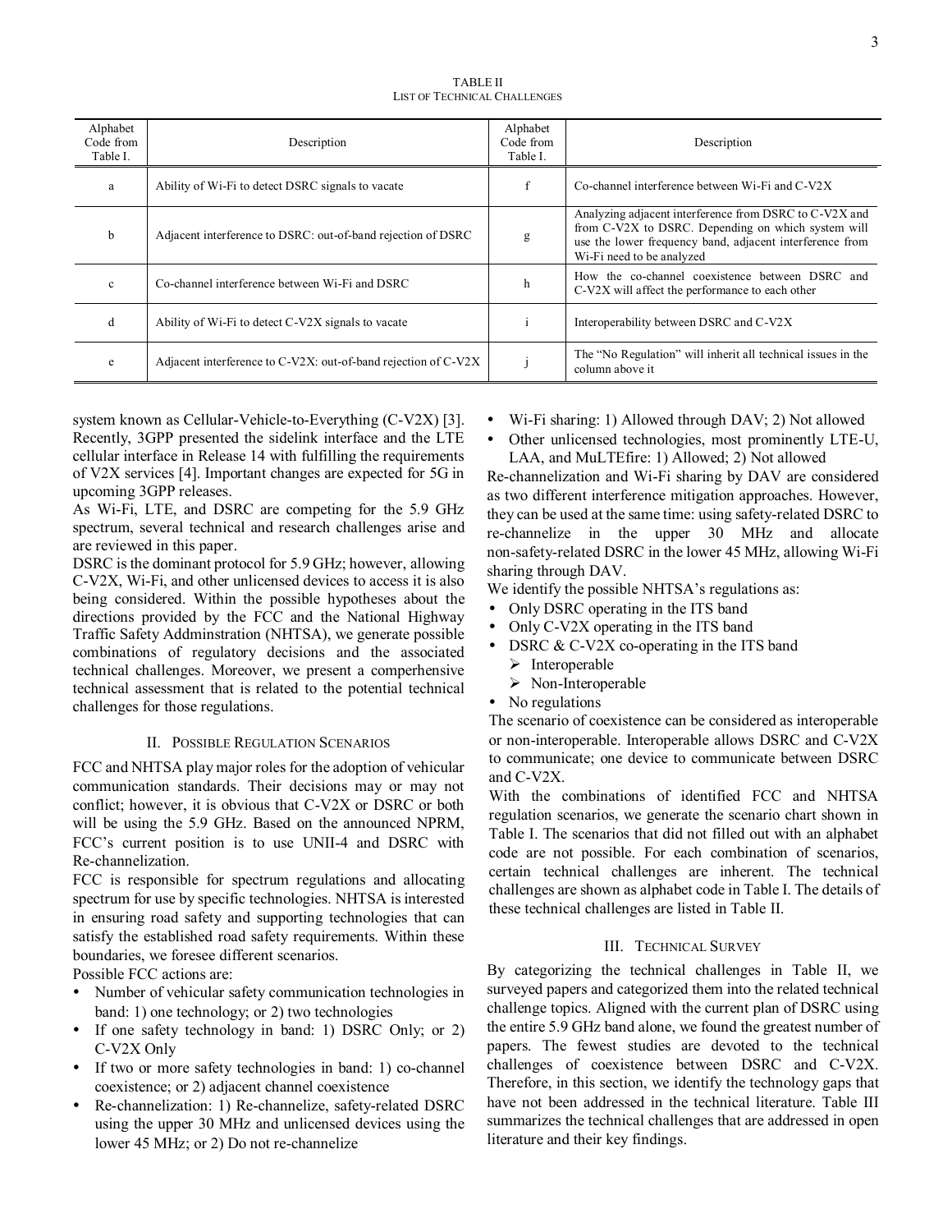TABLE II
LIST OF TECHNICAL CHALLENGES

| Alphabet Code from Table I. | Description | Alphabet Code from Table I. | Description |
|---|---|---|---|
| a | Ability of Wi-Fi to detect DSRC signals to vacate | f | Co-channel interference between Wi-Fi and C-V2X |
| b | Adjacent interference to DSRC: out-of-band rejection of DSRC | g | Analyzing adjacent interference from DSRC to C-V2X and from C-V2X to DSRC. Depending on which system will use the lower frequency band, adjacent interference from Wi-Fi need to be analyzed |
| c | Co-channel interference between Wi-Fi and DSRC | h | How the co-channel coexistence between DSRC and C-V2X will affect the performance to each other |
| d | Ability of Wi-Fi to detect C-V2X signals to vacate | i | Interoperability between DSRC and C-V2X |
| e | Adjacent interference to C-V2X: out-of-band rejection of C-V2X | j | The "No Regulation" will inherit all technical issues in the column above it |

system known as Cellular-Vehicle-to-Everything (C-V2X) [3]. Recently, 3GPP presented the sidelink interface and the LTE cellular interface in Release 14 with fulfilling the requirements of V2X services [4]. Important changes are expected for 5G in upcoming 3GPP releases.

As Wi-Fi, LTE, and DSRC are competing for the 5.9 GHz spectrum, several technical and research challenges arise and are reviewed in this paper.

DSRC is the dominant protocol for 5.9 GHz; however, allowing C-V2X, Wi-Fi, and other unlicensed devices to access it is also being considered. Within the possible hypotheses about the directions provided by the FCC and the National Highway Traffic Safety Addminstration (NHTSA), we generate possible combinations of regulatory decisions and the associated technical challenges. Moreover, we present a comperhensive technical assessment that is related to the potential technical challenges for those regulations.

## II. Possible Regulation Scenarios

FCC and NHTSA play major roles for the adoption of vehicular communication standards. Their decisions may or may not conflict; however, it is obvious that C-V2X or DSRC or both will be using the 5.9 GHz. Based on the announced NPRM, FCC's current position is to use UNII-4 and DSRC with Re-channelization.

FCC is responsible for spectrum regulations and allocating spectrum for use by specific technologies. NHTSA is interested in ensuring road safety and supporting technologies that can satisfy the established road safety requirements. Within these boundaries, we foresee different scenarios.

Possible FCC actions are:

- Number of vehicular safety communication technologies in band: 1) one technology; or 2) two technologies
- If one safety technology in band: 1) DSRC Only; or 2) C-V2X Only
- If two or more safety technologies in band: 1) co-channel coexistence; or 2) adjacent channel coexistence
- Re-channelization: 1) Re-channelize, safety-related DSRC using the upper 30 MHz and unlicensed devices using the lower 45 MHz; or 2) Do not re-channelize
- Wi-Fi sharing: 1) Allowed through DAV; 2) Not allowed
- Other unlicensed technologies, most prominently LTE-U, LAA, and MuLTEfire: 1) Allowed; 2) Not allowed

Re-channelization and Wi-Fi sharing by DAV are considered as two different interference mitigation approaches. However, they can be used at the same time: using safety-related DSRC to re-channelize in the upper 30 MHz and allocate non-safety-related DSRC in the lower 45 MHz, allowing Wi-Fi sharing through DAV.

We identify the possible NHTSA's regulations as:

- Only DSRC operating in the ITS band
- Only C-V2X operating in the ITS band
- DSRC & C-V2X co-operating in the ITS band
  - Interoperable
  - Non-Interoperable
- No regulations

The scenario of coexistence can be considered as interoperable or non-interoperable. Interoperable allows DSRC and C-V2X to communicate; one device to communicate between DSRC and C-V2X.

With the combinations of identified FCC and NHTSA regulation scenarios, we generate the scenario chart shown in Table I. The scenarios that did not filled out with an alphabet code are not possible. For each combination of scenarios, certain technical challenges are inherent. The technical challenges are shown as alphabet code in Table I. The details of these technical challenges are listed in Table II.

## III. Technical Survey

By categorizing the technical challenges in Table II, we surveyed papers and categorized them into the related technical challenge topics. Aligned with the current plan of DSRC using the entire 5.9 GHz band alone, we found the greatest number of papers. The fewest studies are devoted to the technical challenges of coexistence between DSRC and C-V2X. Therefore, in this section, we identify the technology gaps that have not been addressed in the technical literature. Table III summarizes the technical challenges that are addressed in open literature and their key findings.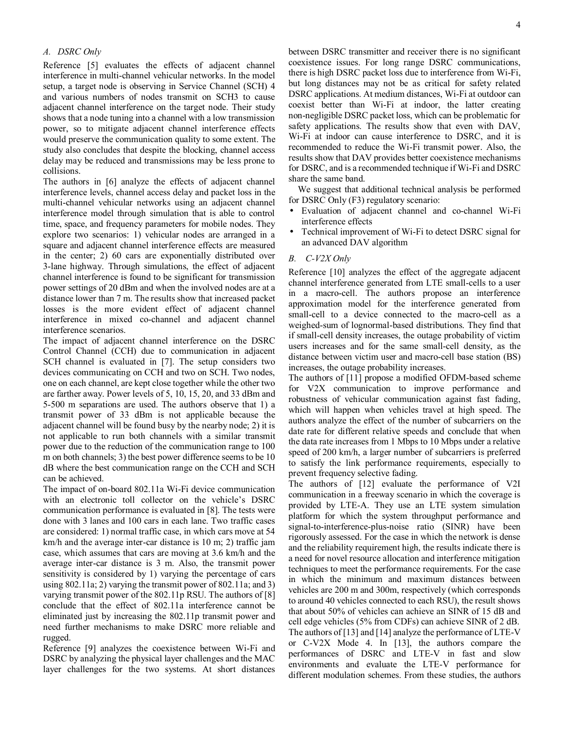### A. DSRC Only

Reference [5] evaluates the effects of adjacent channel interference in multi-channel vehicular networks. In the model setup, a target node is observing in Service Channel (SCH) 4 and various numbers of nodes transmit on SCH3 to cause adjacent channel interference on the target node. Their study shows that a node tuning into a channel with a low transmission power, so to mitigate adjacent channel interference effects would preserve the communication quality to some extent. The study also concludes that despite the blocking, channel access delay may be reduced and transmissions may be less prone to collisions.

The authors in [6] analyze the effects of adjacent channel interference levels, channel access delay and packet loss in the multi-channel vehicular networks using an adjacent channel interference model through simulation that is able to control time, space, and frequency parameters for mobile nodes. They explore two scenarios: 1) vehicular nodes are arranged in a square and adjacent channel interference effects are measured in the center; 2) 60 cars are exponentially distributed over 3-lane highway. Through simulations, the effect of adjacent channel interference is found to be significant for transmission power settings of 20 dBm and when the involved nodes are at a distance lower than 7 m. The results show that increased packet losses is the more evident effect of adjacent channel interference in mixed co-channel and adjacent channel interference scenarios.

The impact of adjacent channel interference on the DSRC Control Channel (CCH) due to communication in adjacent SCH channel is evaluated in [7]. The setup considers two devices communicating on CCH and two on SCH. Two nodes, one on each channel, are kept close together while the other two are farther away. Power levels of 5, 10, 15, 20, and 33 dBm and 5-500 m separations are used. The authors observe that 1) a transmit power of 33 dBm is not applicable because the adjacent channel will be found busy by the nearby node; 2) it is not applicable to run both channels with a similar transmit power due to the reduction of the communication range to 100 m on both channels; 3) the best power difference seems to be 10 dB where the best communication range on the CCH and SCH can be achieved.

The impact of on-board 802.11a Wi-Fi device communication with an electronic toll collector on the vehicle's DSRC communication performance is evaluated in [8]. The tests were done with 3 lanes and 100 cars in each lane. Two traffic cases are considered: 1) normal traffic case, in which cars move at 54 km/h and the average inter-car distance is 10 m; 2) traffic jam case, which assumes that cars are moving at 3.6 km/h and the average inter-car distance is 3 m. Also, the transmit power sensitivity is considered by 1) varying the percentage of cars using 802.11a; 2) varying the transmit power of 802.11a; and 3) varying transmit power of the 802.11p RSU. The authors of [8] conclude that the effect of 802.11a interference cannot be eliminated just by increasing the 802.11p transmit power and need further mechanisms to make DSRC more reliable and rugged.

Reference [9] analyzes the coexistence between Wi-Fi and DSRC by analyzing the physical layer challenges and the MAC layer challenges for the two systems. At short distances between DSRC transmitter and receiver there is no significant coexistence issues. For long range DSRC communications, there is high DSRC packet loss due to interference from Wi-Fi, but long distances may not be as critical for safety related DSRC applications. At medium distances, Wi-Fi at outdoor can coexist better than Wi-Fi at indoor, the latter creating non-negligible DSRC packet loss, which can be problematic for safety applications. The results show that even with DAV, Wi-Fi at indoor can cause interference to DSRC, and it is recommended to reduce the Wi-Fi transmit power. Also, the results show that DAV provides better coexistence mechanisms for DSRC, and is a recommended technique if Wi-Fi and DSRC share the same band.

We suggest that additional technical analysis be performed for DSRC Only (F3) regulatory scenario:

- Evaluation of adjacent channel and co-channel Wi-Fi interference effects
- Technical improvement of Wi-Fi to detect DSRC signal for an advanced DAV algorithm

### B. C-V2X Only

Reference [10] analyzes the effect of the aggregate adjacent channel interference generated from LTE small-cells to a user in a macro-cell. The authors propose an interference approximation model for the interference generated from small-cell to a device connected to the macro-cell as a weighed-sum of lognormal-based distributions. They find that if small-cell density increases, the outage probability of victim users increases and for the same small-cell density, as the distance between victim user and macro-cell base station (BS) increases, the outage probability increases.

The authors of [11] propose a modified OFDM-based scheme for V2X communication to improve performance and robustness of vehicular communication against fast fading, which will happen when vehicles travel at high speed. The authors analyze the effect of the number of subcarriers on the date rate for different relative speeds and conclude that when the data rate increases from 1 Mbps to 10 Mbps under a relative speed of 200 km/h, a larger number of subcarriers is preferred to satisfy the link performance requirements, especially to prevent frequency selective fading.

The authors of [12] evaluate the performance of V2I communication in a freeway scenario in which the coverage is provided by LTE-A. They use an LTE system simulation platform for which the system throughput performance and signal-to-interference-plus-noise ratio (SINR) have been rigorously assessed. For the case in which the network is dense and the reliability requirement high, the results indicate there is a need for novel resource allocation and interference mitigation techniques to meet the performance requirements. For the case in which the minimum and maximum distances between vehicles are 200 m and 300m, respectively (which corresponds to around 40 vehicles connected to each RSU), the result shows that about 50% of vehicles can achieve an SINR of 15 dB and cell edge vehicles (5% from CDFs) can achieve SINR of 2 dB.

The authors of [13] and [14] analyze the performance of LTE-V or C-V2X Mode 4. In [13], the authors compare the performances of DSRC and LTE-V in fast and slow environments and evaluate the LTE-V performance for different modulation schemes. From these studies, the authors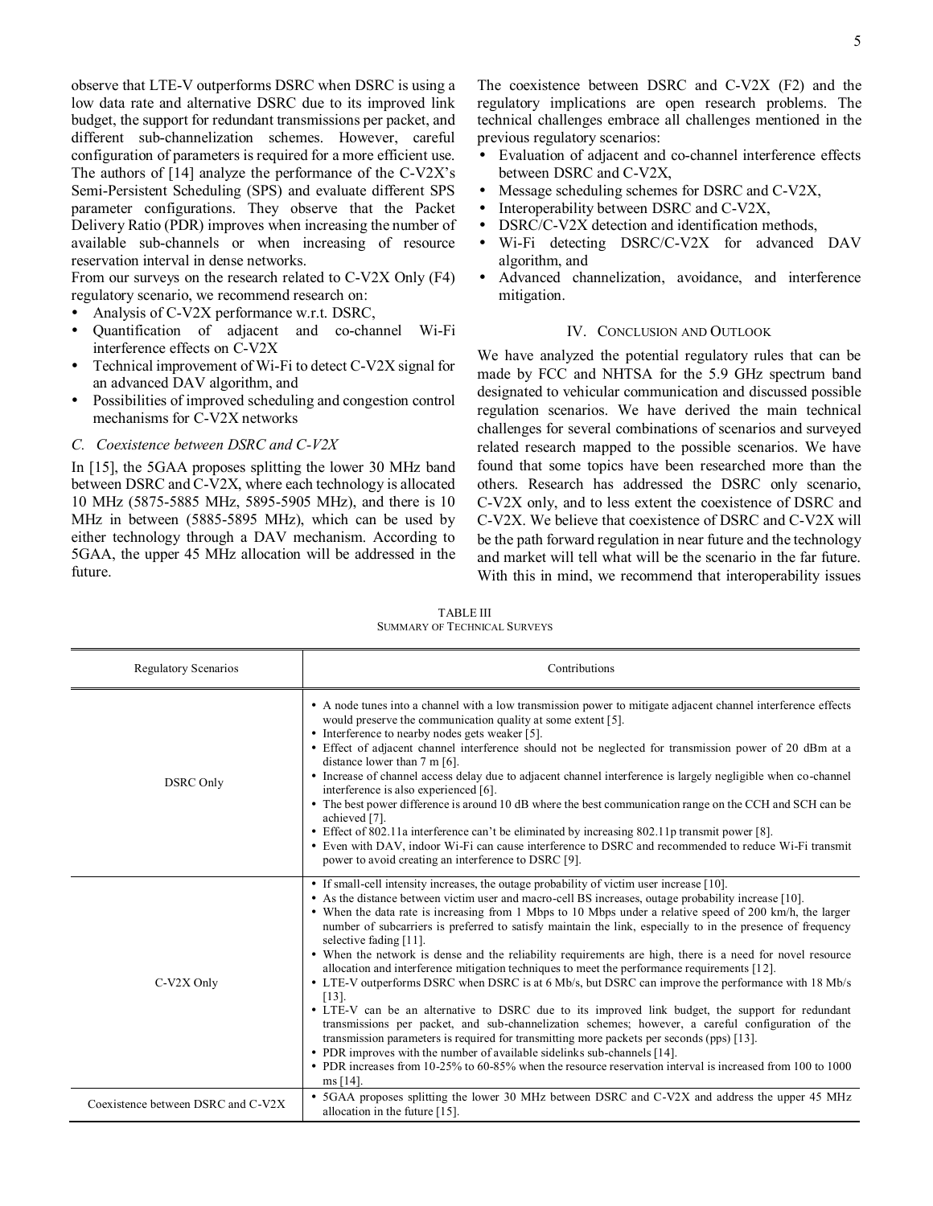observe that LTE-V outperforms DSRC when DSRC is using a low data rate and alternative DSRC due to its improved link budget, the support for redundant transmissions per packet, and different sub-channelization schemes. However, careful configuration of parameters is required for a more efficient use. The authors of [14] analyze the performance of the C-V2X's Semi-Persistent Scheduling (SPS) and evaluate different SPS parameter configurations. They observe that the Packet Delivery Ratio (PDR) improves when increasing the number of available sub-channels or when increasing of resource reservation interval in dense networks.

From our surveys on the research related to C-V2X Only (F4) regulatory scenario, we recommend research on:

- Analysis of C-V2X performance w.r.t. DSRC,
- Quantification of adjacent and co-channel Wi-Fi interference effects on C-V2X
- Technical improvement of Wi-Fi to detect C-V2X signal for an advanced DAV algorithm, and
- Possibilities of improved scheduling and congestion control mechanisms for C-V2X networks

### *C. Coexistence between DSRC and C-V2X*

In [15], the 5GAA proposes splitting the lower 30 MHz band between DSRC and C-V2X, where each technology is allocated 10 MHz (5875-5885 MHz, 5895-5905 MHz), and there is 10 MHz in between (5885-5895 MHz), which can be used by either technology through a DAV mechanism. According to 5GAA, the upper 45 MHz allocation will be addressed in the future.

The coexistence between DSRC and C-V2X (F2) and the regulatory implications are open research problems. The technical challenges embrace all challenges mentioned in the previous regulatory scenarios:

- Evaluation of adjacent and co-channel interference effects between DSRC and C-V2X,
- Message scheduling schemes for DSRC and C-V2X,
- Interoperability between DSRC and C-V2X,
- DSRC/C-V2X detection and identification methods,
- Wi-Fi detecting DSRC/C-V2X for advanced DAV algorithm, and
- Advanced channelization, avoidance, and interference mitigation.

## IV. Conclusion and Outlook

We have analyzed the potential regulatory rules that can be made by FCC and NHTSA for the 5.9 GHz spectrum band designated to vehicular communication and discussed possible regulation scenarios. We have derived the main technical challenges for several combinations of scenarios and surveyed related research mapped to the possible scenarios. We have found that some topics have been researched more than the others. Research has addressed the DSRC only scenario, C-V2X only, and to less extent the coexistence of DSRC and C-V2X. We believe that coexistence of DSRC and C-V2X will be the path forward regulation in near future and the technology and market will tell what will be the scenario in the far future. With this in mind, we recommend that interoperability issues

TABLE III
Summary of Technical Surveys

| Regulatory Scenarios | Contributions |
|---|---|
| DSRC Only | • A node tunes into a channel with a low transmission power to mitigate adjacent channel interference effects would preserve the communication quality at some extent [5].<br>• Interference to nearby nodes gets weaker [5].<br>• Effect of adjacent channel interference should not be neglected for transmission power of 20 dBm at a distance lower than 7 m [6].<br>• Increase of channel access delay due to adjacent channel interference is largely negligible when co-channel interference is also experienced [6].<br>• The best power difference is around 10 dB where the best communication range on the CCH and SCH can be achieved [7].<br>• Effect of 802.11a interference can't be eliminated by increasing 802.11p transmit power [8].<br>• Even with DAV, indoor Wi-Fi can cause interference to DSRC and recommended to reduce Wi-Fi transmit power to avoid creating an interference to DSRC [9]. |
| C-V2X Only | • If small-cell intensity increases, the outage probability of victim user increase [10].<br>• As the distance between victim user and macro-cell BS increases, outage probability increase [10].<br>• When the data rate is increasing from 1 Mbps to 10 Mbps under a relative speed of 200 km/h, the larger number of subcarriers is preferred to satisfy maintain the link, especially to in the presence of frequency selective fading [11].<br>• When the network is dense and the reliability requirements are high, there is a need for novel resource allocation and interference mitigation techniques to meet the performance requirements [12].<br>• LTE-V outperforms DSRC when DSRC is at 6 Mb/s, but DSRC can improve the performance with 18 Mb/s [13].<br>• LTE-V can be an alternative to DSRC due to its improved link budget, the support for redundant transmissions per packet, and sub-channelization schemes; however, a careful configuration of the transmission parameters is required for transmitting more packets per seconds (pps) [13].<br>• PDR improves with the number of available sidelinks sub-channels [14].<br>• PDR increases from 10-25% to 60-85% when the resource reservation interval is increased from 100 to 1000 ms [14]. |
| Coexistence between DSRC and C-V2X | • 5GAA proposes splitting the lower 30 MHz between DSRC and C-V2X and address the upper 45 MHz allocation in the future [15]. |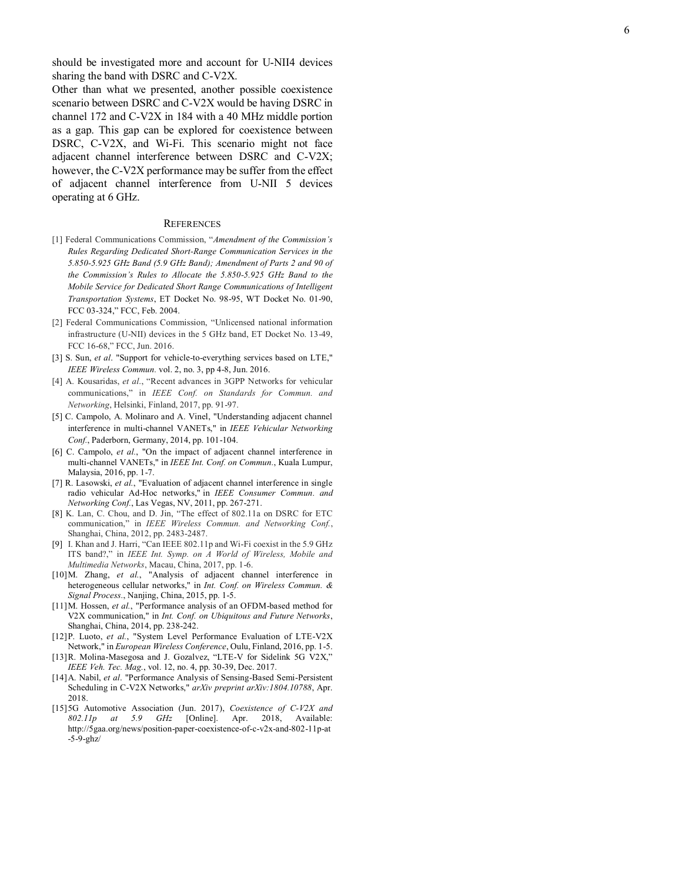should be investigated more and account for U-NII4 devices sharing the band with DSRC and C-V2X.

Other than what we presented, another possible coexistence scenario between DSRC and C-V2X would be having DSRC in channel 172 and C-V2X in 184 with a 40 MHz middle portion as a gap. This gap can be explored for coexistence between DSRC, C-V2X, and Wi-Fi. This scenario might not face adjacent channel interference between DSRC and C-V2X; however, the C-V2X performance may be suffer from the effect of adjacent channel interference from U-NII 5 devices operating at 6 GHz.

## References

[1] Federal Communications Commission, "*Amendment of the Commission's Rules Regarding Dedicated Short-Range Communication Services in the 5.850-5.925 GHz Band (5.9 GHz Band); Amendment of Parts 2 and 90 of the Commission's Rules to Allocate the 5.850-5.925 GHz Band to the Mobile Service for Dedicated Short Range Communications of Intelligent Transportation Systems*, ET Docket No. 98-95, WT Docket No. 01-90, FCC 03-324," FCC, Feb. 2004.

[2] Federal Communications Commission, "Unlicensed national information infrastructure (U-NII) devices in the 5 GHz band, ET Docket No. 13-49, FCC 16-68," FCC, Jun. 2016.

[3] S. Sun, *et al*. "Support for vehicle-to-everything services based on LTE," *IEEE Wireless Commun*. vol. 2, no. 3, pp 4-8, Jun. 2016.

[4] A. Kousaridas, *et al*., "Recent advances in 3GPP Networks for vehicular communications," in *IEEE Conf. on Standards for Commun. and Networking*, Helsinki, Finland, 2017, pp. 91-97.

[5] C. Campolo, A. Molinaro and A. Vinel, "Understanding adjacent channel interference in multi-channel VANETs," in *IEEE Vehicular Networking Conf.*, Paderborn, Germany, 2014, pp. 101-104.

[6] C. Campolo, *et al*., "On the impact of adjacent channel interference in multi-channel VANETs," in *IEEE Int. Conf. on Commun*., Kuala Lumpur, Malaysia, 2016, pp. 1-7.

[7] R. Lasowski, *et al*., "Evaluation of adjacent channel interference in single radio vehicular Ad-Hoc networks," in *IEEE Consumer Commun. and Networking Conf.*, Las Vegas, NV, 2011, pp. 267-271.

[8] K. Lan, C. Chou, and D. Jin, "The effect of 802.11a on DSRC for ETC communication," in *IEEE Wireless Commun. and Networking Conf.*, Shanghai, China, 2012, pp. 2483-2487.

[9] I. Khan and J. Harri, "Can IEEE 802.11p and Wi-Fi coexist in the 5.9 GHz ITS band?," in *IEEE Int. Symp. on A World of Wireless, Mobile and Multimedia Networks*, Macau, China, 2017, pp. 1-6.

[10] M. Zhang, *et al*., "Analysis of adjacent channel interference in heterogeneous cellular networks," in *Int. Conf. on Wireless Commun. & Signal Process.*, Nanjing, China, 2015, pp. 1-5.

[11] M. Hossen, *et al*., "Performance analysis of an OFDM-based method for V2X communication," in *Int. Conf. on Ubiquitous and Future Networks*, Shanghai, China, 2014, pp. 238-242.

[12] P. Luoto, *et al*., "System Level Performance Evaluation of LTE-V2X Network," in *European Wireless Conference*, Oulu, Finland, 2016, pp. 1-5.

[13] R. Molina-Masegosa and J. Gozalvez, "LTE-V for Sidelink 5G V2X," *IEEE Veh. Tec. Mag.*, vol. 12, no. 4, pp. 30-39, Dec. 2017.

[14] A. Nabil, *et al*. "Performance Analysis of Sensing-Based Semi-Persistent Scheduling in C-V2X Networks," *arXiv preprint arXiv:1804.10788*, Apr. 2018.

[15] 5G Automotive Association (Jun. 2017), *Coexistence of C-V2X and 802.11p at 5.9 GHz* [Online]. Apr. 2018, Available: http://5gaa.org/news/position-paper-coexistence-of-c-v2x-and-802-11p-at-5-9-ghz/